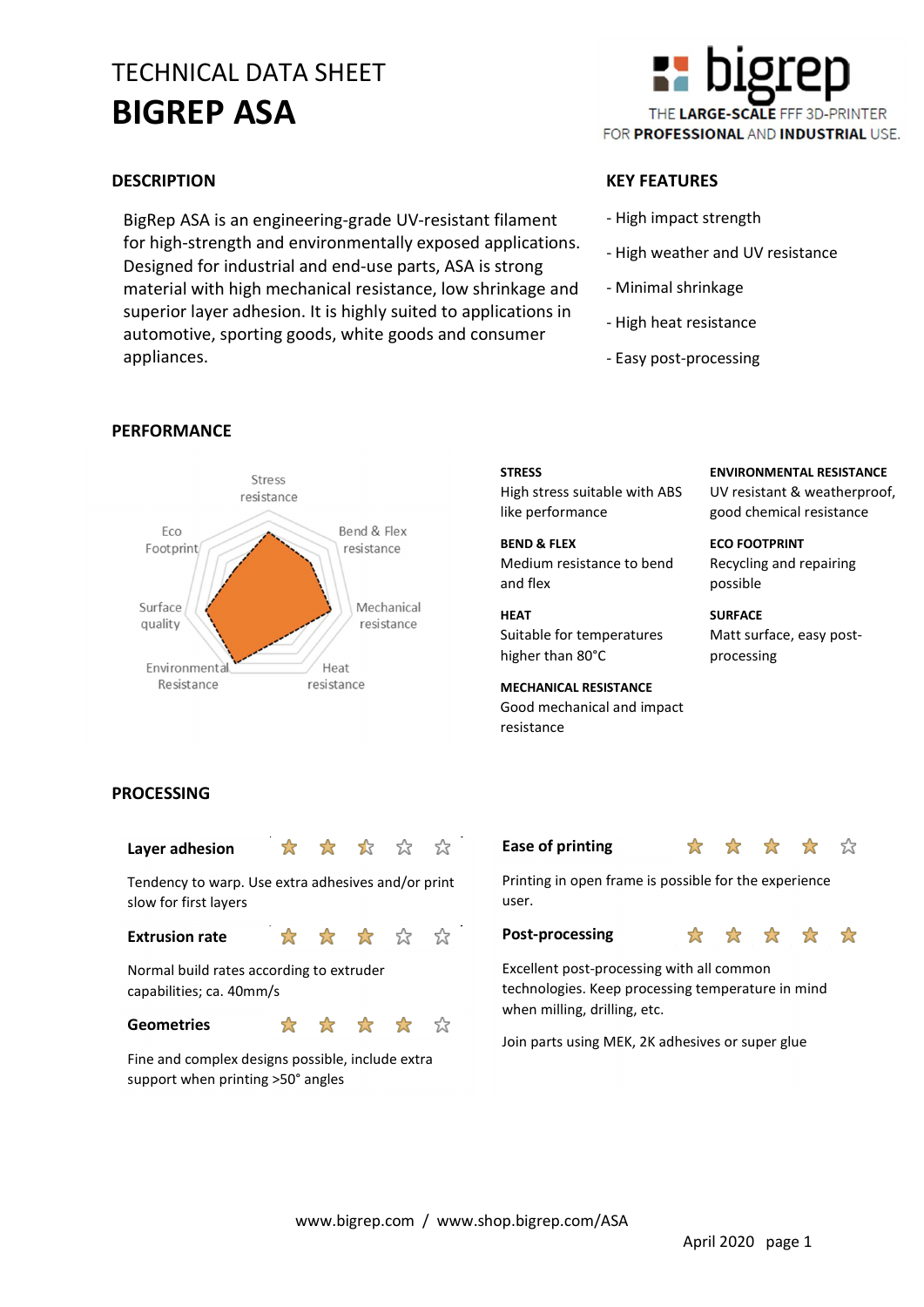# TECHNICAL DATA SHEET
# BIGREP ASA

THE LARGE-SCALE FFF 3D-PRINTER FOR PROFESSIONAL AND INDUSTRIAL USE.

## DESCRIPTION

BigRep ASA is an engineering-grade UV-resistant filament for high-strength and environmentally exposed applications. Designed for industrial and end-use parts, ASA is strong material with high mechanical resistance, low shrinkage and superior layer adhesion. It is highly suited to applications in automotive, sporting goods, white goods and consumer appliances.

## KEY FEATURES

- High impact strength
- High weather and UV resistance
- Minimal shrinkage
- High heat resistance
- Easy post-processing

## PERFORMANCE

Stress resistance, Bend & Flex resistance, Mechanical resistance, Heat resistance, Environmental Resistance, Surface quality, Eco Footprint

**STRESS**
High stress suitable with ABS like performance

**BEND & FLEX**
Medium resistance to bend and flex

**HEAT**
Suitable for temperatures higher than 80°C

**MECHANICAL RESISTANCE**
Good mechanical and impact resistance

**ENVIRONMENTAL RESISTANCE**
UV resistant & weatherproof, good chemical resistance

**ECO FOOTPRINT**
Recycling and repairing possible

**SURFACE**
Matt surface, easy post-processing

## PROCESSING

**Layer adhesion** ★★½☆☆

Tendency to warp. Use extra adhesives and/or print slow for first layers

**Extrusion rate** ★★★☆☆

Normal build rates according to extruder capabilities; ca. 40mm/s

**Geometries** ★★★★☆

Fine and complex designs possible, include extra support when printing >50° angles

**Ease of printing** ★★★★☆

Printing in open frame is possible for the experience user.

**Post-processing** ★★★★★

Excellent post-processing with all common technologies. Keep processing temperature in mind when milling, drilling, etc.

Join parts using MEK, 2K adhesives or super glue

www.bigrep.com / www.shop.bigrep.com/ASA

April 2020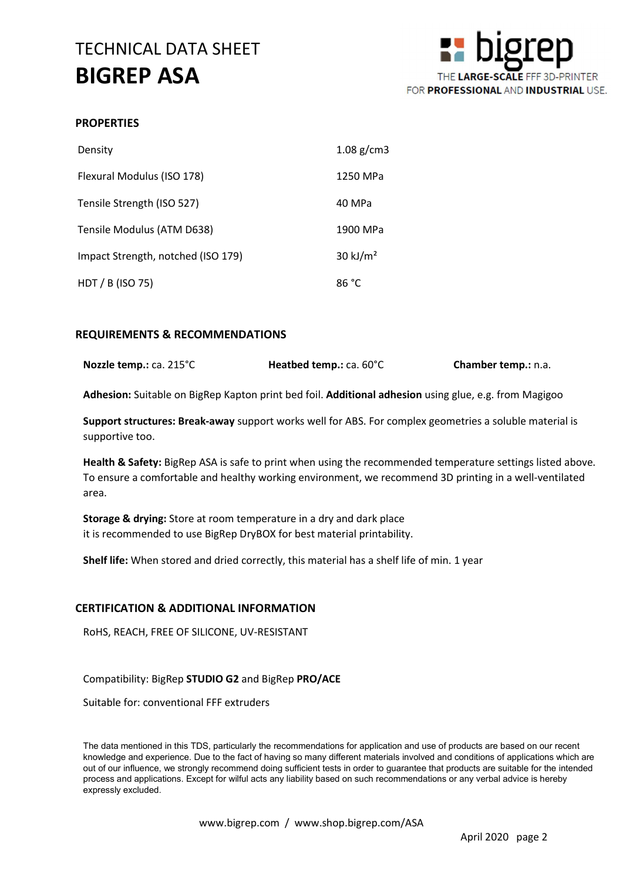# TECHNICAL DATA SHEET
# BIGREP ASA

THE LARGE-SCALE FFF 3D-PRINTER FOR PROFESSIONAL AND INDUSTRIAL USE.

## PROPERTIES

| | |
|---|---|
| Density | 1.08 g/cm3 |
| Flexural Modulus (ISO 178) | 1250 MPa |
| Tensile Strength (ISO 527) | 40 MPa |
| Tensile Modulus (ATM D638) | 1900 MPa |
| Impact Strength, notched (ISO 179) | 30 kJ/m² |
| HDT / B (ISO 75) | 86 °C |

## REQUIREMENTS & RECOMMENDATIONS

**Nozzle temp.:** ca. 215°C  **Heatbed temp.:** ca. 60°C  **Chamber temp.:** n.a.

**Adhesion:** Suitable on BigRep Kapton print bed foil. **Additional adhesion** using glue, e.g. from Magigoo

**Support structures: Break-away** support works well for ABS. For complex geometries a soluble material is supportive too.

**Health & Safety:** BigRep ASA is safe to print when using the recommended temperature settings listed above. To ensure a comfortable and healthy working environment, we recommend 3D printing in a well-ventilated area.

**Storage & drying:** Store at room temperature in a dry and dark place
it is recommended to use BigRep DryBOX for best material printability.

**Shelf life:** When stored and dried correctly, this material has a shelf life of min. 1 year

## CERTIFICATION & ADDITIONAL INFORMATION

RoHS, REACH, FREE OF SILICONE, UV-RESISTANT

Compatibility: BigRep **STUDIO G2** and BigRep **PRO/ACE**

Suitable for: conventional FFF extruders

The data mentioned in this TDS, particularly the recommendations for application and use of products are based on our recent knowledge and experience. Due to the fact of having so many different materials involved and conditions of applications which are out of our influence, we strongly recommend doing sufficient tests in order to guarantee that products are suitable for the intended process and applications. Except for wilful acts any liability based on such recommendations or any verbal advice is hereby expressly excluded.

www.bigrep.com / www.shop.bigrep.com/ASA

April 2020